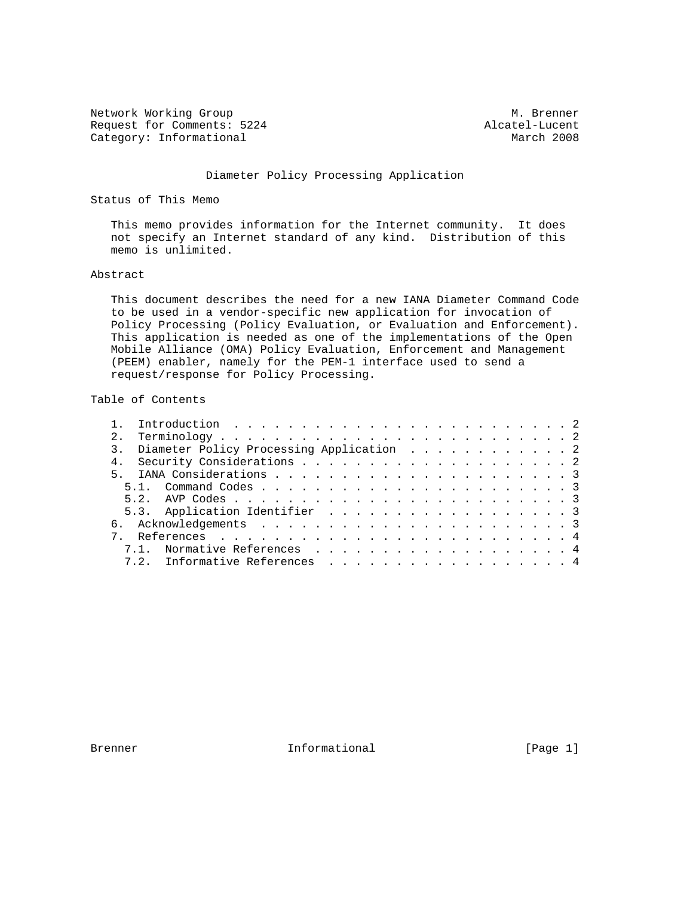Network Working Group M. Brenner
Request for Comments: 5224 Alcatel-Lucent
Category: Informational March 2008

# Diameter Policy Processing Application

## Status of This Memo

This memo provides information for the Internet community. It does not specify an Internet standard of any kind. Distribution of this memo is unlimited.

## Abstract

This document describes the need for a new IANA Diameter Command Code to be used in a vendor-specific new application for invocation of Policy Processing (Policy Evaluation, or Evaluation and Enforcement). This application is needed as one of the implementations of the Open Mobile Alliance (OMA) Policy Evaluation, Enforcement and Management (PEEM) enabler, namely for the PEM-1 interface used to send a request/response for Policy Processing.

## Table of Contents

1. Introduction . . . . . . . . . . . . . . . . . . . . . . . . . 2
2. Terminology . . . . . . . . . . . . . . . . . . . . . . . . . . 2
3. Diameter Policy Processing Application . . . . . . . . . . . . 2
4. Security Considerations . . . . . . . . . . . . . . . . . . . . 2
5. IANA Considerations . . . . . . . . . . . . . . . . . . . . . . 3
   5.1. Command Codes . . . . . . . . . . . . . . . . . . . . . . . 3
   5.2. AVP Codes . . . . . . . . . . . . . . . . . . . . . . . . . 3
   5.3. Application Identifier . . . . . . . . . . . . . . . . . . 3
6. Acknowledgements . . . . . . . . . . . . . . . . . . . . . . . 3
7. References . . . . . . . . . . . . . . . . . . . . . . . . . . 4
   7.1. Normative References . . . . . . . . . . . . . . . . . . . 4
   7.2. Informative References . . . . . . . . . . . . . . . . . . 4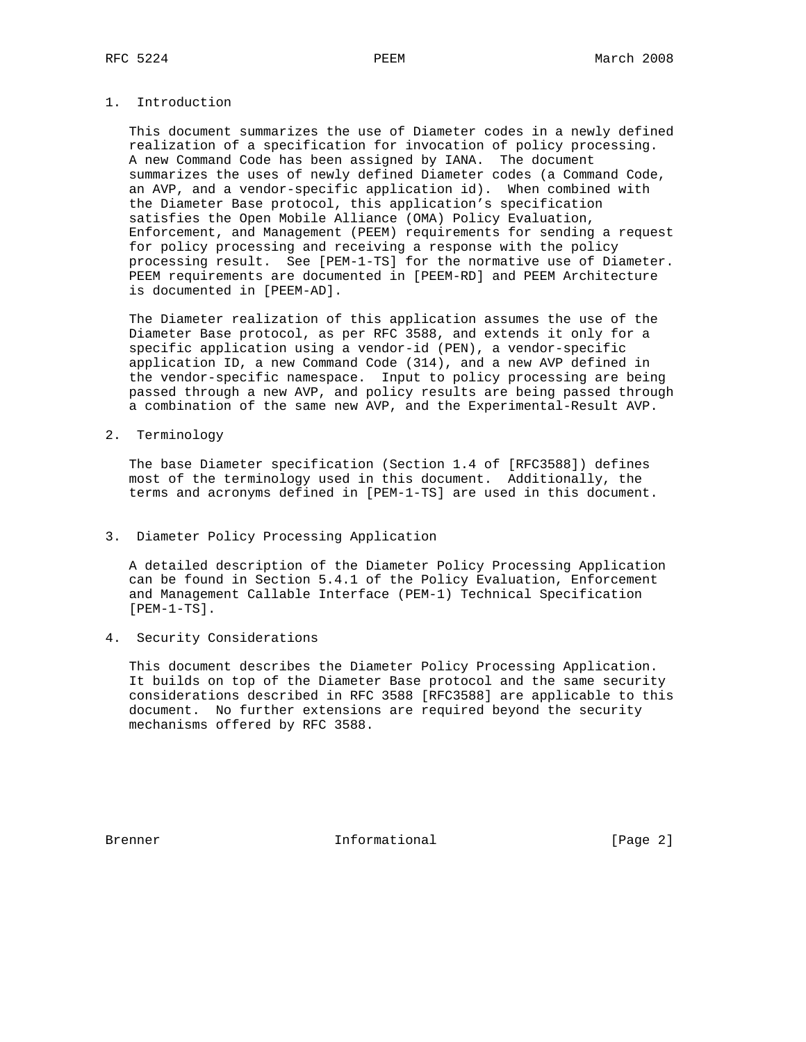## 1. Introduction

This document summarizes the use of Diameter codes in a newly defined realization of a specification for invocation of policy processing. A new Command Code has been assigned by IANA. The document summarizes the uses of newly defined Diameter codes (a Command Code, an AVP, and a vendor-specific application id). When combined with the Diameter Base protocol, this application’s specification satisfies the Open Mobile Alliance (OMA) Policy Evaluation, Enforcement, and Management (PEEM) requirements for sending a request for policy processing and receiving a response with the policy processing result. See [PEM-1-TS] for the normative use of Diameter. PEEM requirements are documented in [PEEM-RD] and PEEM Architecture is documented in [PEEM-AD].

The Diameter realization of this application assumes the use of the Diameter Base protocol, as per RFC 3588, and extends it only for a specific application using a vendor-id (PEN), a vendor-specific application ID, a new Command Code (314), and a new AVP defined in the vendor-specific namespace. Input to policy processing are being passed through a new AVP, and policy results are being passed through a combination of the same new AVP, and the Experimental-Result AVP.

## 2. Terminology

The base Diameter specification (Section 1.4 of [RFC3588]) defines most of the terminology used in this document. Additionally, the terms and acronyms defined in [PEM-1-TS] are used in this document.

## 3. Diameter Policy Processing Application

A detailed description of the Diameter Policy Processing Application can be found in Section 5.4.1 of the Policy Evaluation, Enforcement and Management Callable Interface (PEM-1) Technical Specification [PEM-1-TS].

## 4. Security Considerations

This document describes the Diameter Policy Processing Application. It builds on top of the Diameter Base protocol and the same security considerations described in RFC 3588 [RFC3588] are applicable to this document. No further extensions are required beyond the security mechanisms offered by RFC 3588.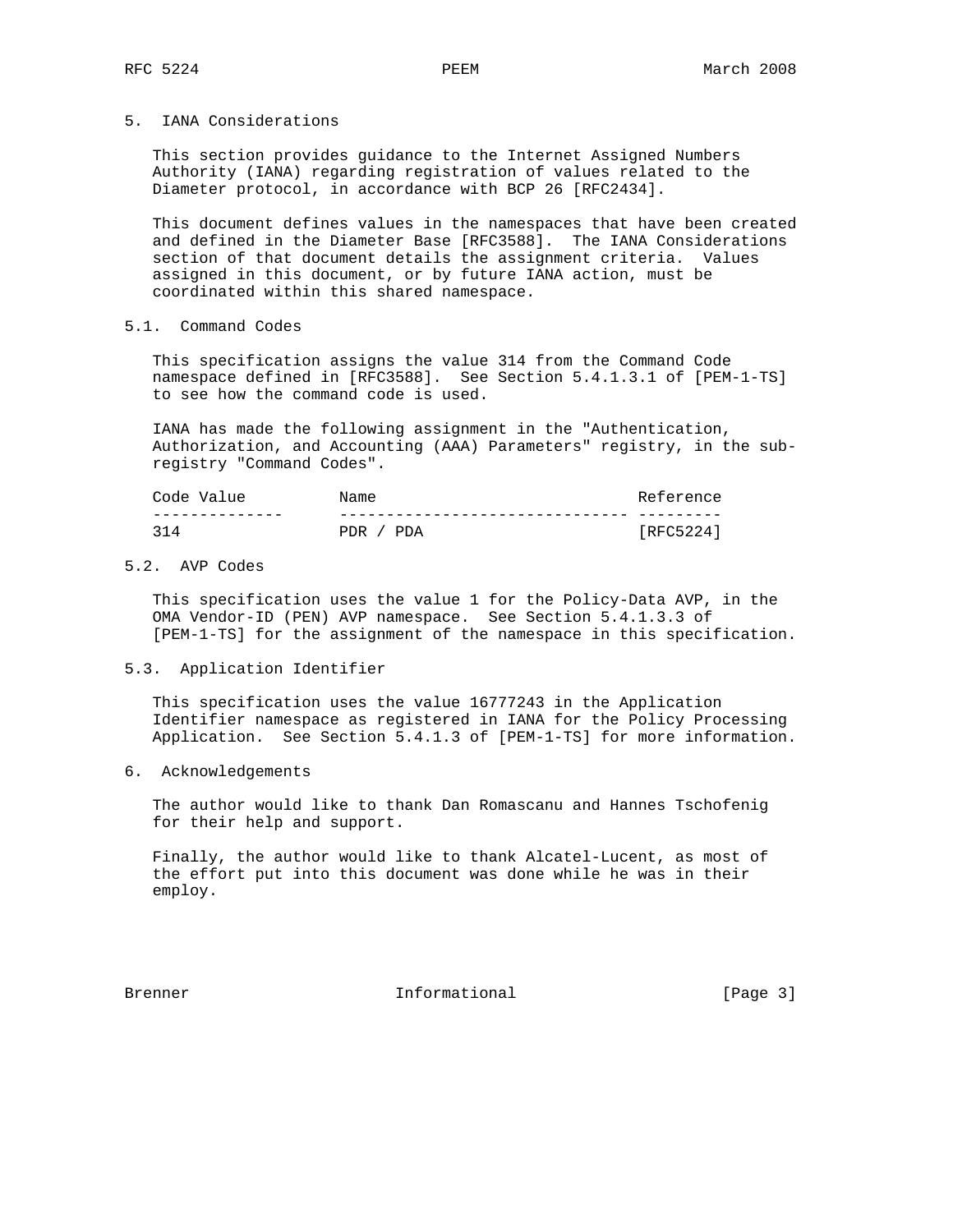## 5. IANA Considerations

This section provides guidance to the Internet Assigned Numbers Authority (IANA) regarding registration of values related to the Diameter protocol, in accordance with BCP 26 [RFC2434].

This document defines values in the namespaces that have been created and defined in the Diameter Base [RFC3588]. The IANA Considerations section of that document details the assignment criteria. Values assigned in this document, or by future IANA action, must be coordinated within this shared namespace.

### 5.1. Command Codes

This specification assigns the value 314 from the Command Code namespace defined in [RFC3588]. See Section 5.4.1.3.1 of [PEM-1-TS] to see how the command code is used.

IANA has made the following assignment in the "Authentication, Authorization, and Accounting (AAA) Parameters" registry, in the sub-registry "Command Codes".

| Code Value | Name | Reference |
|---|---|---|
| 314 | PDR / PDA | [RFC5224] |

### 5.2. AVP Codes

This specification uses the value 1 for the Policy-Data AVP, in the OMA Vendor-ID (PEN) AVP namespace. See Section 5.4.1.3.3 of [PEM-1-TS] for the assignment of the namespace in this specification.

### 5.3. Application Identifier

This specification uses the value 16777243 in the Application Identifier namespace as registered in IANA for the Policy Processing Application. See Section 5.4.1.3 of [PEM-1-TS] for more information.

## 6. Acknowledgements

The author would like to thank Dan Romascanu and Hannes Tschofenig for their help and support.

Finally, the author would like to thank Alcatel-Lucent, as most of the effort put into this document was done while he was in their employ.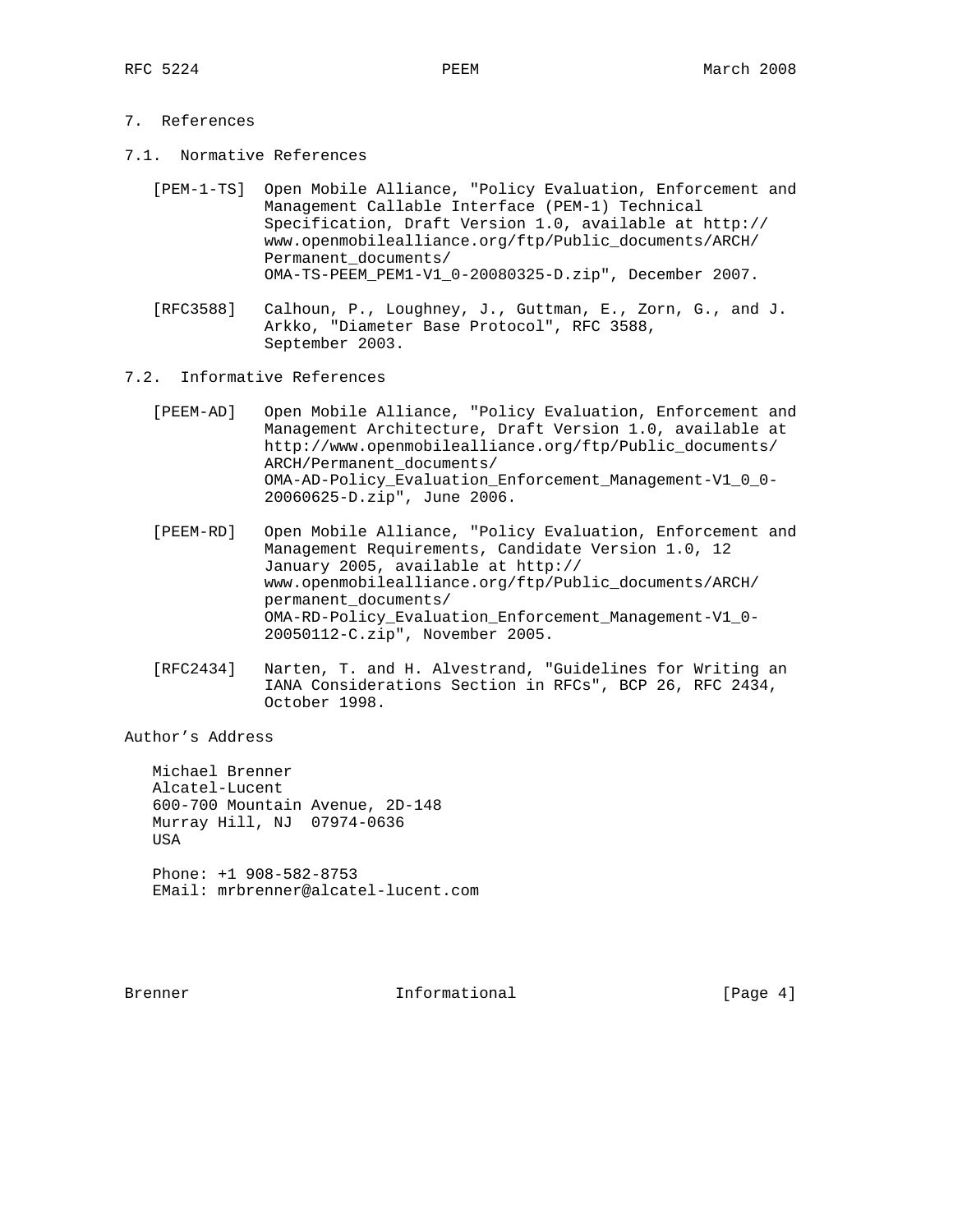## 7. References

### 7.1. Normative References

[PEM-1-TS] Open Mobile Alliance, "Policy Evaluation, Enforcement and Management Callable Interface (PEM-1) Technical Specification, Draft Version 1.0, available at http://www.openmobilealliance.org/ftp/Public_documents/ARCH/Permanent_documents/OMA-TS-PEEM_PEM1-V1_0-20080325-D.zip", December 2007.

[RFC3588] Calhoun, P., Loughney, J., Guttman, E., Zorn, G., and J. Arkko, "Diameter Base Protocol", RFC 3588, September 2003.

### 7.2. Informative References

[PEEM-AD] Open Mobile Alliance, "Policy Evaluation, Enforcement and Management Architecture, Draft Version 1.0, available at http://www.openmobilealliance.org/ftp/Public_documents/ARCH/Permanent_documents/OMA-AD-Policy_Evaluation_Enforcement_Management-V1_0_0-20060625-D.zip", June 2006.

[PEEM-RD] Open Mobile Alliance, "Policy Evaluation, Enforcement and Management Requirements, Candidate Version 1.0, 12 January 2005, available at http://www.openmobilealliance.org/ftp/Public_documents/ARCH/permanent_documents/OMA-RD-Policy_Evaluation_Enforcement_Management-V1_0-20050112-C.zip", November 2005.

[RFC2434] Narten, T. and H. Alvestrand, "Guidelines for Writing an IANA Considerations Section in RFCs", BCP 26, RFC 2434, October 1998.

## Author's Address

Michael Brenner
Alcatel-Lucent
600-700 Mountain Avenue, 2D-148
Murray Hill, NJ 07974-0636
USA

Phone: +1 908-582-8753
EMail: mrbrenner@alcatel-lucent.com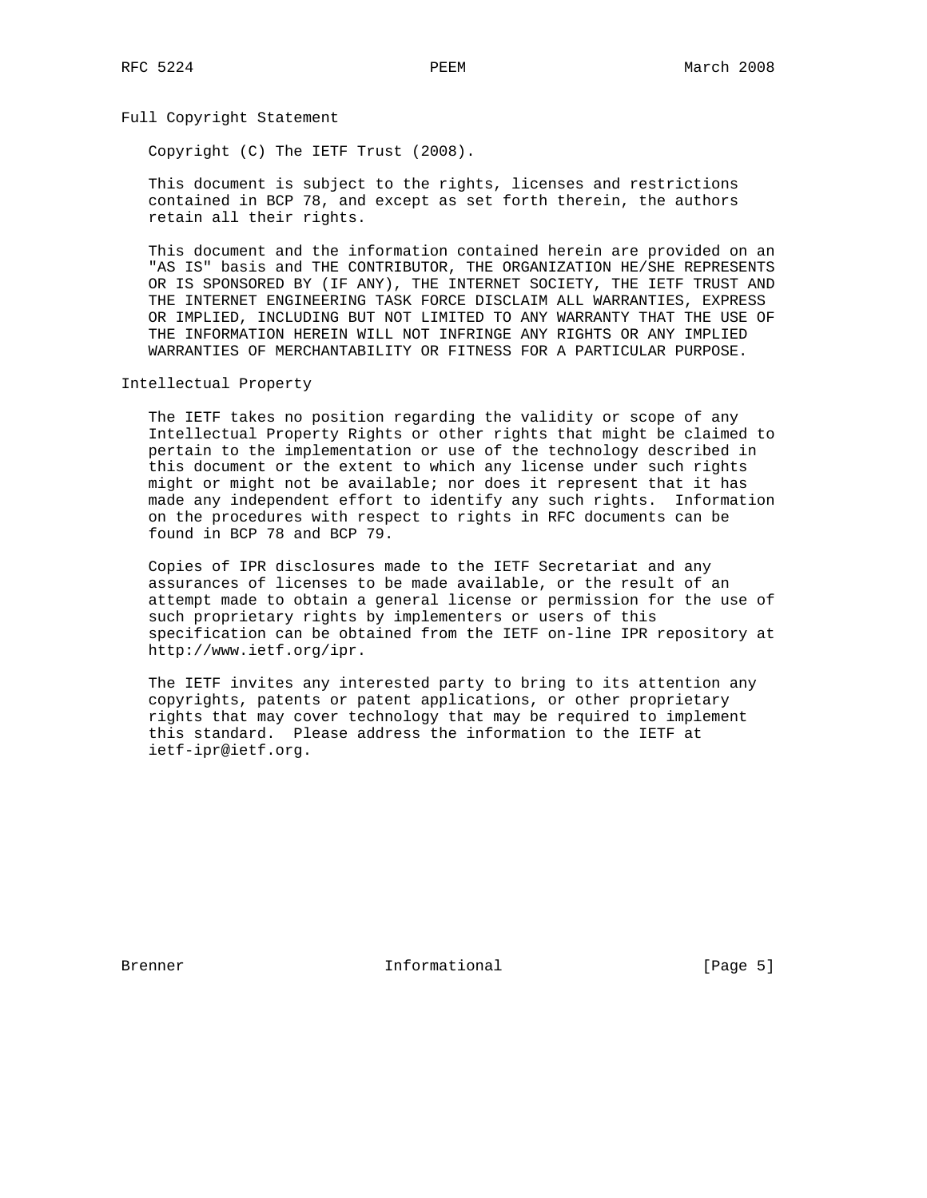## Full Copyright Statement

Copyright (C) The IETF Trust (2008).

This document is subject to the rights, licenses and restrictions contained in BCP 78, and except as set forth therein, the authors retain all their rights.

This document and the information contained herein are provided on an "AS IS" basis and THE CONTRIBUTOR, THE ORGANIZATION HE/SHE REPRESENTS OR IS SPONSORED BY (IF ANY), THE INTERNET SOCIETY, THE IETF TRUST AND THE INTERNET ENGINEERING TASK FORCE DISCLAIM ALL WARRANTIES, EXPRESS OR IMPLIED, INCLUDING BUT NOT LIMITED TO ANY WARRANTY THAT THE USE OF THE INFORMATION HEREIN WILL NOT INFRINGE ANY RIGHTS OR ANY IMPLIED WARRANTIES OF MERCHANTABILITY OR FITNESS FOR A PARTICULAR PURPOSE.

## Intellectual Property

The IETF takes no position regarding the validity or scope of any Intellectual Property Rights or other rights that might be claimed to pertain to the implementation or use of the technology described in this document or the extent to which any license under such rights might or might not be available; nor does it represent that it has made any independent effort to identify any such rights. Information on the procedures with respect to rights in RFC documents can be found in BCP 78 and BCP 79.

Copies of IPR disclosures made to the IETF Secretariat and any assurances of licenses to be made available, or the result of an attempt made to obtain a general license or permission for the use of such proprietary rights by implementers or users of this specification can be obtained from the IETF on-line IPR repository at http://www.ietf.org/ipr.

The IETF invites any interested party to bring to its attention any copyrights, patents or patent applications, or other proprietary rights that may cover technology that may be required to implement this standard. Please address the information to the IETF at ietf-ipr@ietf.org.